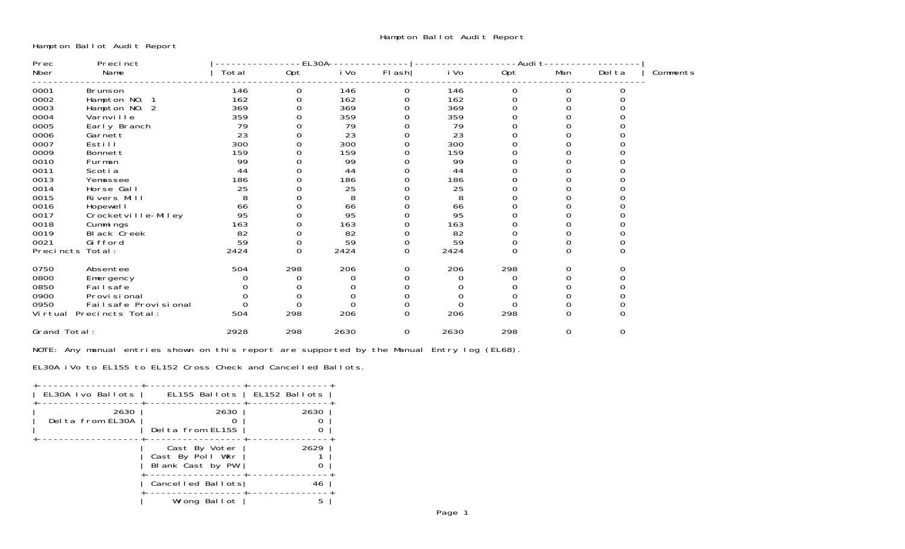# Hampton Ballot Audit Report

Hampton Ballot Audit Report

| Prec Nber | Precinct Name | EL30A Total | EL30A Opt | EL30A iVo | EL30A Flash | Audit iVo | Audit Opt | Audit Man | Audit Delta | Comments |
|---|---|---|---|---|---|---|---|---|---|---|
| 0001 | Brunson | 146 | 0 | 146 | 0 | 146 | 0 | 0 | 0 | |
| 0002 | Hampton NO. 1 | 162 | 0 | 162 | 0 | 162 | 0 | 0 | 0 | |
| 0003 | Hampton NO. 2 | 369 | 0 | 369 | 0 | 369 | 0 | 0 | 0 | |
| 0004 | Varnville | 359 | 0 | 359 | 0 | 359 | 0 | 0 | 0 | |
| 0005 | Early Branch | 79 | 0 | 79 | 0 | 79 | 0 | 0 | 0 | |
| 0006 | Garnett | 23 | 0 | 23 | 0 | 23 | 0 | 0 | 0 | |
| 0007 | Estill | 300 | 0 | 300 | 0 | 300 | 0 | 0 | 0 | |
| 0009 | Bonnett | 159 | 0 | 159 | 0 | 159 | 0 | 0 | 0 | |
| 0010 | Furman | 99 | 0 | 99 | 0 | 99 | 0 | 0 | 0 | |
| 0011 | Scotia | 44 | 0 | 44 | 0 | 44 | 0 | 0 | 0 | |
| 0013 | Yemassee | 186 | 0 | 186 | 0 | 186 | 0 | 0 | 0 | |
| 0014 | Horse Gall | 25 | 0 | 25 | 0 | 25 | 0 | 0 | 0 | |
| 0015 | Rivers Mill | 8 | 0 | 8 | 0 | 8 | 0 | 0 | 0 | |
| 0016 | Hopewell | 66 | 0 | 66 | 0 | 66 | 0 | 0 | 0 | |
| 0017 | Crocketville-Miley | 95 | 0 | 95 | 0 | 95 | 0 | 0 | 0 | |
| 0018 | Cummings | 163 | 0 | 163 | 0 | 163 | 0 | 0 | 0 | |
| 0019 | Black Creek | 82 | 0 | 82 | 0 | 82 | 0 | 0 | 0 | |
| 0021 | Gifford | 59 | 0 | 59 | 0 | 59 | 0 | 0 | 0 | |
| Precincts Total: | | 2424 | 0 | 2424 | 0 | 2424 | 0 | 0 | 0 | |
| 0750 | Absentee | 504 | 298 | 206 | 0 | 206 | 298 | 0 | 0 | |
| 0800 | Emergency | 0 | 0 | 0 | 0 | 0 | 0 | 0 | 0 | |
| 0850 | Failsafe | 0 | 0 | 0 | 0 | 0 | 0 | 0 | 0 | |
| 0900 | Provisional | 0 | 0 | 0 | 0 | 0 | 0 | 0 | 0 | |
| 0950 | Failsafe Provisional | 0 | 0 | 0 | 0 | 0 | 0 | 0 | 0 | |
| Virtual Precincts Total: | | 504 | 298 | 206 | 0 | 206 | 298 | 0 | 0 | |
| Grand Total: | | 2928 | 298 | 2630 | 0 | 2630 | 298 | 0 | 0 | |

NOTE: Any manual entries shown on this report are supported by the Manual Entry log (EL68).

EL30A iVo to EL155 to EL152 Cross Check and Cancelled Ballots.

| EL30A Ivo Ballots | EL155 Ballots | EL152 Ballots |
|---|---|---|
| 2630 | 2630 | 2630 |
| Delta from EL30A | 0 | 0 |
| | Delta from EL155 | 0 |
| | Cast By Voter | 2629 |
| | Cast By Poll Wkr | 1 |
| | Blank Cast by PW | 0 |
| | Cancelled Ballots | 46 |
| | Wrong Ballot | 5 |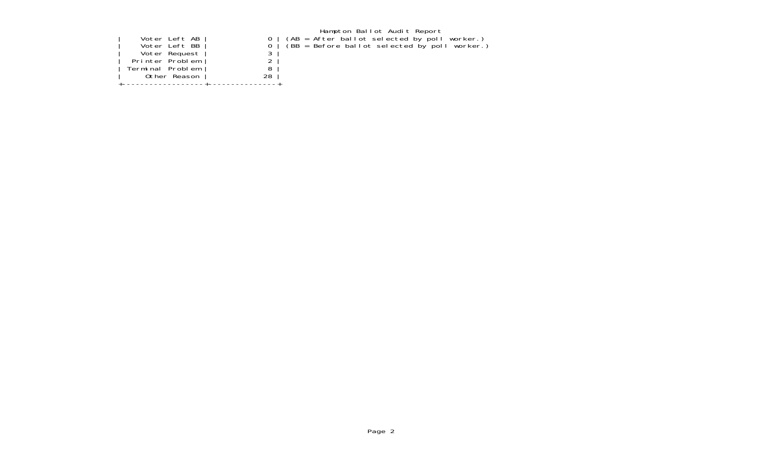Hampton Ballot Audit Report

| | |
|---|---|
| Voter Left AB | 0 |
| Voter Left BB | 0 |
| Voter Request | 3 |
| Printer Problem | 2 |
| Terminal Problem | 8 |
| Other Reason | 28 |

(AB = After ballot selected by poll worker.)
(BB = Before ballot selected by poll worker.)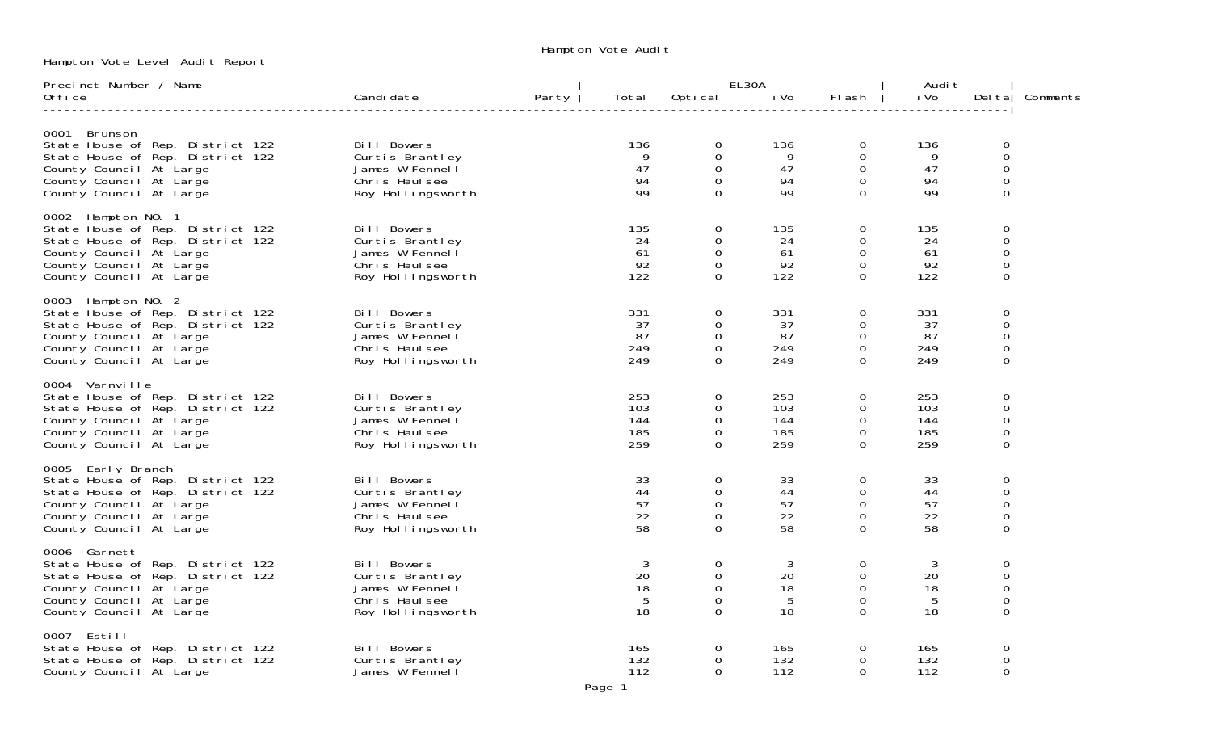# Hampton Vote Audit

Hampton Vote Level Audit Report

| Precinct Number / Name<br>Office | Candidate | Party | EL30A Total | EL30A Optical | EL30A iVo | EL30A Flash | Audit iVo | Audit Delta | Comments |
|---|---|---|---|---|---|---|---|---|---|
| **0001 Brunson** | | | | | | | | | |
| State House of Rep. District 122 | Bill Bowers | | 136 | 0 | 136 | 0 | 136 | 0 | |
| State House of Rep. District 122 | Curtis Brantley | | 9 | 0 | 9 | 0 | 9 | 0 | |
| County Council At Large | James W Fennell | | 47 | 0 | 47 | 0 | 47 | 0 | |
| County Council At Large | Chris Haulsee | | 94 | 0 | 94 | 0 | 94 | 0 | |
| County Council At Large | Roy Hollingsworth | | 99 | 0 | 99 | 0 | 99 | 0 | |
| **0002 Hampton NO. 1** | | | | | | | | | |
| State House of Rep. District 122 | Bill Bowers | | 135 | 0 | 135 | 0 | 135 | 0 | |
| State House of Rep. District 122 | Curtis Brantley | | 24 | 0 | 24 | 0 | 24 | 0 | |
| County Council At Large | James W Fennell | | 61 | 0 | 61 | 0 | 61 | 0 | |
| County Council At Large | Chris Haulsee | | 92 | 0 | 92 | 0 | 92 | 0 | |
| County Council At Large | Roy Hollingsworth | | 122 | 0 | 122 | 0 | 122 | 0 | |
| **0003 Hampton NO. 2** | | | | | | | | | |
| State House of Rep. District 122 | Bill Bowers | | 331 | 0 | 331 | 0 | 331 | 0 | |
| State House of Rep. District 122 | Curtis Brantley | | 37 | 0 | 37 | 0 | 37 | 0 | |
| County Council At Large | James W Fennell | | 87 | 0 | 87 | 0 | 87 | 0 | |
| County Council At Large | Chris Haulsee | | 249 | 0 | 249 | 0 | 249 | 0 | |
| County Council At Large | Roy Hollingsworth | | 249 | 0 | 249 | 0 | 249 | 0 | |
| **0004 Varnville** | | | | | | | | | |
| State House of Rep. District 122 | Bill Bowers | | 253 | 0 | 253 | 0 | 253 | 0 | |
| State House of Rep. District 122 | Curtis Brantley | | 103 | 0 | 103 | 0 | 103 | 0 | |
| County Council At Large | James W Fennell | | 144 | 0 | 144 | 0 | 144 | 0 | |
| County Council At Large | Chris Haulsee | | 185 | 0 | 185 | 0 | 185 | 0 | |
| County Council At Large | Roy Hollingsworth | | 259 | 0 | 259 | 0 | 259 | 0 | |
| **0005 Early Branch** | | | | | | | | | |
| State House of Rep. District 122 | Bill Bowers | | 33 | 0 | 33 | 0 | 33 | 0 | |
| State House of Rep. District 122 | Curtis Brantley | | 44 | 0 | 44 | 0 | 44 | 0 | |
| County Council At Large | James W Fennell | | 57 | 0 | 57 | 0 | 57 | 0 | |
| County Council At Large | Chris Haulsee | | 22 | 0 | 22 | 0 | 22 | 0 | |
| County Council At Large | Roy Hollingsworth | | 58 | 0 | 58 | 0 | 58 | 0 | |
| **0006 Garnett** | | | | | | | | | |
| State House of Rep. District 122 | Bill Bowers | | 3 | 0 | 3 | 0 | 3 | 0 | |
| State House of Rep. District 122 | Curtis Brantley | | 20 | 0 | 20 | 0 | 20 | 0 | |
| County Council At Large | James W Fennell | | 18 | 0 | 18 | 0 | 18 | 0 | |
| County Council At Large | Chris Haulsee | | 5 | 0 | 5 | 0 | 5 | 0 | |
| County Council At Large | Roy Hollingsworth | | 18 | 0 | 18 | 0 | 18 | 0 | |
| **0007 Estill** | | | | | | | | | |
| State House of Rep. District 122 | Bill Bowers | | 165 | 0 | 165 | 0 | 165 | 0 | |
| State House of Rep. District 122 | Curtis Brantley | | 132 | 0 | 132 | 0 | 132 | 0 | |
| County Council At Large | James W Fennell | | 112 | 0 | 112 | 0 | 112 | 0 | |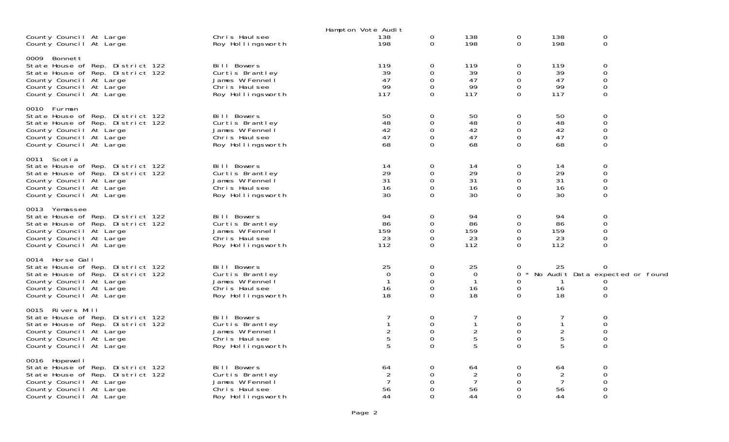Hampton Vote Audit

| | | | | | | | |
|---|---|---|---|---|---|---|---|
| County Council At Large | Chris Haulsee | 138 | 0 | 138 | 0 | 138 | 0 |
| County Council At Large | Roy Hollingsworth | 198 | 0 | 198 | 0 | 198 | 0 |
| **0009 Bonnett** | | | | | | | |
| State House of Rep. District 122 | Bill Bowers | 119 | 0 | 119 | 0 | 119 | 0 |
| State House of Rep. District 122 | Curtis Brantley | 39 | 0 | 39 | 0 | 39 | 0 |
| County Council At Large | James W Fennell | 47 | 0 | 47 | 0 | 47 | 0 |
| County Council At Large | Chris Haulsee | 99 | 0 | 99 | 0 | 99 | 0 |
| County Council At Large | Roy Hollingsworth | 117 | 0 | 117 | 0 | 117 | 0 |
| **0010 Furman** | | | | | | | |
| State House of Rep. District 122 | Bill Bowers | 50 | 0 | 50 | 0 | 50 | 0 |
| State House of Rep. District 122 | Curtis Brantley | 48 | 0 | 48 | 0 | 48 | 0 |
| County Council At Large | James W Fennell | 42 | 0 | 42 | 0 | 42 | 0 |
| County Council At Large | Chris Haulsee | 47 | 0 | 47 | 0 | 47 | 0 |
| County Council At Large | Roy Hollingsworth | 68 | 0 | 68 | 0 | 68 | 0 |
| **0011 Scotia** | | | | | | | |
| State House of Rep. District 122 | Bill Bowers | 14 | 0 | 14 | 0 | 14 | 0 |
| State House of Rep. District 122 | Curtis Brantley | 29 | 0 | 29 | 0 | 29 | 0 |
| County Council At Large | James W Fennell | 31 | 0 | 31 | 0 | 31 | 0 |
| County Council At Large | Chris Haulsee | 16 | 0 | 16 | 0 | 16 | 0 |
| County Council At Large | Roy Hollingsworth | 30 | 0 | 30 | 0 | 30 | 0 |
| **0013 Yemassee** | | | | | | | |
| State House of Rep. District 122 | Bill Bowers | 94 | 0 | 94 | 0 | 94 | 0 |
| State House of Rep. District 122 | Curtis Brantley | 86 | 0 | 86 | 0 | 86 | 0 |
| County Council At Large | James W Fennell | 159 | 0 | 159 | 0 | 159 | 0 |
| County Council At Large | Chris Haulsee | 23 | 0 | 23 | 0 | 23 | 0 |
| County Council At Large | Roy Hollingsworth | 112 | 0 | 112 | 0 | 112 | 0 |
| **0014 Horse Gall** | | | | | | | |
| State House of Rep. District 122 | Bill Bowers | 25 | 0 | 25 | 0 | 25 | 0 |
| State House of Rep. District 122 | Curtis Brantley | 0 | 0 | 0 | 0 * No Audit Data expected or found | | |
| County Council At Large | James W Fennell | 1 | 0 | 1 | 0 | 1 | 0 |
| County Council At Large | Chris Haulsee | 16 | 0 | 16 | 0 | 16 | 0 |
| County Council At Large | Roy Hollingsworth | 18 | 0 | 18 | 0 | 18 | 0 |
| **0015 Rivers Mill** | | | | | | | |
| State House of Rep. District 122 | Bill Bowers | 7 | 0 | 7 | 0 | 7 | 0 |
| State House of Rep. District 122 | Curtis Brantley | 1 | 0 | 1 | 0 | 1 | 0 |
| County Council At Large | James W Fennell | 2 | 0 | 2 | 0 | 2 | 0 |
| County Council At Large | Chris Haulsee | 5 | 0 | 5 | 0 | 5 | 0 |
| County Council At Large | Roy Hollingsworth | 5 | 0 | 5 | 0 | 5 | 0 |
| **0016 Hopewell** | | | | | | | |
| State House of Rep. District 122 | Bill Bowers | 64 | 0 | 64 | 0 | 64 | 0 |
| State House of Rep. District 122 | Curtis Brantley | 2 | 0 | 2 | 0 | 2 | 0 |
| County Council At Large | James W Fennell | 7 | 0 | 7 | 0 | 7 | 0 |
| County Council At Large | Chris Haulsee | 56 | 0 | 56 | 0 | 56 | 0 |
| County Council At Large | Roy Hollingsworth | 44 | 0 | 44 | 0 | 44 | 0 |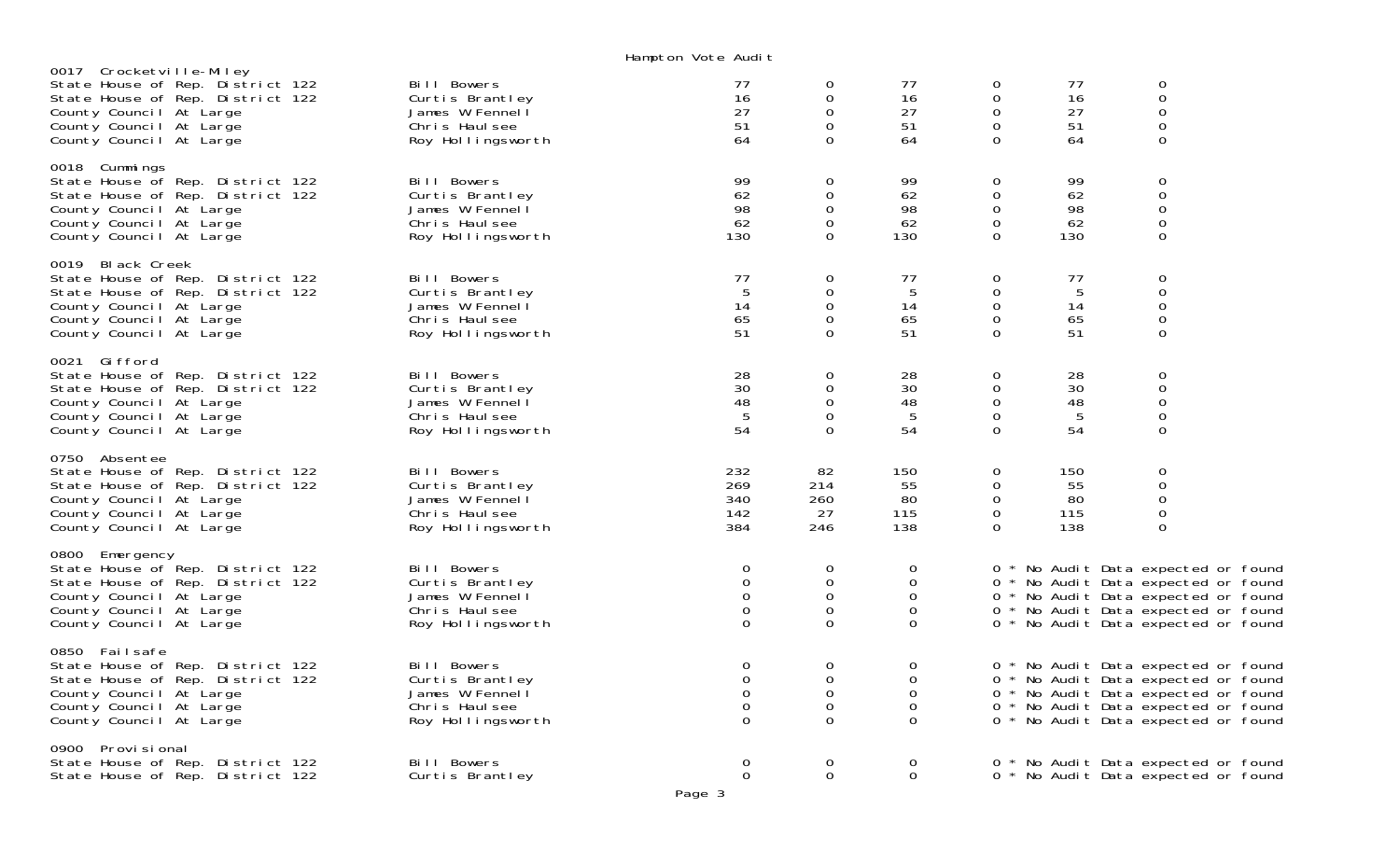Hampton Vote Audit

| Precinct / Contest | Candidate | | | | | | |
|---|---|---|---|---|---|---|---|
| **0017 Crocketville-Miley** | | | | | | | |
| State House of Rep. District 122 | Bill Bowers | 77 | 0 | 77 | 0 | 77 | 0 |
| State House of Rep. District 122 | Curtis Brantley | 16 | 0 | 16 | 0 | 16 | 0 |
| County Council At Large | James W Fennell | 27 | 0 | 27 | 0 | 27 | 0 |
| County Council At Large | Chris Haulsee | 51 | 0 | 51 | 0 | 51 | 0 |
| County Council At Large | Roy Hollingsworth | 64 | 0 | 64 | 0 | 64 | 0 |
| **0018 Cummings** | | | | | | | |
| State House of Rep. District 122 | Bill Bowers | 99 | 0 | 99 | 0 | 99 | 0 |
| State House of Rep. District 122 | Curtis Brantley | 62 | 0 | 62 | 0 | 62 | 0 |
| County Council At Large | James W Fennell | 98 | 0 | 98 | 0 | 98 | 0 |
| County Council At Large | Chris Haulsee | 62 | 0 | 62 | 0 | 62 | 0 |
| County Council At Large | Roy Hollingsworth | 130 | 0 | 130 | 0 | 130 | 0 |
| **0019 Black Creek** | | | | | | | |
| State House of Rep. District 122 | Bill Bowers | 77 | 0 | 77 | 0 | 77 | 0 |
| State House of Rep. District 122 | Curtis Brantley | 5 | 0 | 5 | 0 | 5 | 0 |
| County Council At Large | James W Fennell | 14 | 0 | 14 | 0 | 14 | 0 |
| County Council At Large | Chris Haulsee | 65 | 0 | 65 | 0 | 65 | 0 |
| County Council At Large | Roy Hollingsworth | 51 | 0 | 51 | 0 | 51 | 0 |
| **0021 Gifford** | | | | | | | |
| State House of Rep. District 122 | Bill Bowers | 28 | 0 | 28 | 0 | 28 | 0 |
| State House of Rep. District 122 | Curtis Brantley | 30 | 0 | 30 | 0 | 30 | 0 |
| County Council At Large | James W Fennell | 48 | 0 | 48 | 0 | 48 | 0 |
| County Council At Large | Chris Haulsee | 5 | 0 | 5 | 0 | 5 | 0 |
| County Council At Large | Roy Hollingsworth | 54 | 0 | 54 | 0 | 54 | 0 |
| **0750 Absentee** | | | | | | | |
| State House of Rep. District 122 | Bill Bowers | 232 | 82 | 150 | 0 | 150 | 0 |
| State House of Rep. District 122 | Curtis Brantley | 269 | 214 | 55 | 0 | 55 | 0 |
| County Council At Large | James W Fennell | 340 | 260 | 80 | 0 | 80 | 0 |
| County Council At Large | Chris Haulsee | 142 | 27 | 115 | 0 | 115 | 0 |
| County Council At Large | Roy Hollingsworth | 384 | 246 | 138 | 0 | 138 | 0 |
| **0800 Emergency** | | | | | | | |
| State House of Rep. District 122 | Bill Bowers | 0 | 0 | 0 | 0 * No Audit Data expected or found | | |
| State House of Rep. District 122 | Curtis Brantley | 0 | 0 | 0 | 0 * No Audit Data expected or found | | |
| County Council At Large | James W Fennell | 0 | 0 | 0 | 0 * No Audit Data expected or found | | |
| County Council At Large | Chris Haulsee | 0 | 0 | 0 | 0 * No Audit Data expected or found | | |
| County Council At Large | Roy Hollingsworth | 0 | 0 | 0 | 0 * No Audit Data expected or found | | |
| **0850 Failsafe** | | | | | | | |
| State House of Rep. District 122 | Bill Bowers | 0 | 0 | 0 | 0 * No Audit Data expected or found | | |
| State House of Rep. District 122 | Curtis Brantley | 0 | 0 | 0 | 0 * No Audit Data expected or found | | |
| County Council At Large | James W Fennell | 0 | 0 | 0 | 0 * No Audit Data expected or found | | |
| County Council At Large | Chris Haulsee | 0 | 0 | 0 | 0 * No Audit Data expected or found | | |
| County Council At Large | Roy Hollingsworth | 0 | 0 | 0 | 0 * No Audit Data expected or found | | |
| **0900 Provisional** | | | | | | | |
| State House of Rep. District 122 | Bill Bowers | 0 | 0 | 0 | 0 * No Audit Data expected or found | | |
| State House of Rep. District 122 | Curtis Brantley | 0 | 0 | 0 | 0 * No Audit Data expected or found | | |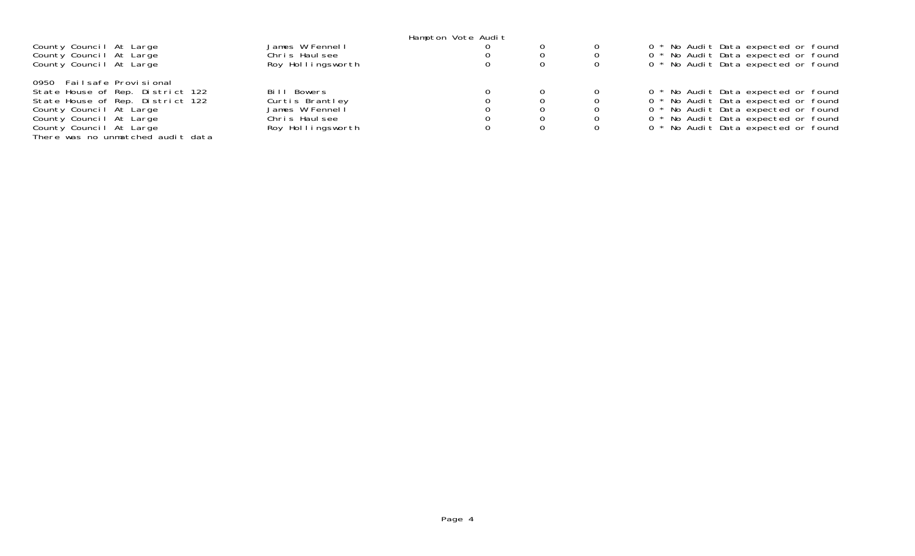Hampton Vote Audit

| | | | | | |
|---|---|---|---|---|---|
| County Council At Large | James W Fennell | 0 | 0 | 0 | 0 * No Audit Data expected or found |
| County Council At Large | Chris Haulsee | 0 | 0 | 0 | 0 * No Audit Data expected or found |
| County Council At Large | Roy Hollingsworth | 0 | 0 | 0 | 0 * No Audit Data expected or found |

0950 Failsafe Provisional

| | | | | | |
|---|---|---|---|---|---|
| State House of Rep. District 122 | Bill Bowers | 0 | 0 | 0 | 0 * No Audit Data expected or found |
| State House of Rep. District 122 | Curtis Brantley | 0 | 0 | 0 | 0 * No Audit Data expected or found |
| County Council At Large | James W Fennell | 0 | 0 | 0 | 0 * No Audit Data expected or found |
| County Council At Large | Chris Haulsee | 0 | 0 | 0 | 0 * No Audit Data expected or found |
| County Council At Large | Roy Hollingsworth | 0 | 0 | 0 | 0 * No Audit Data expected or found |

There was no unmatched audit data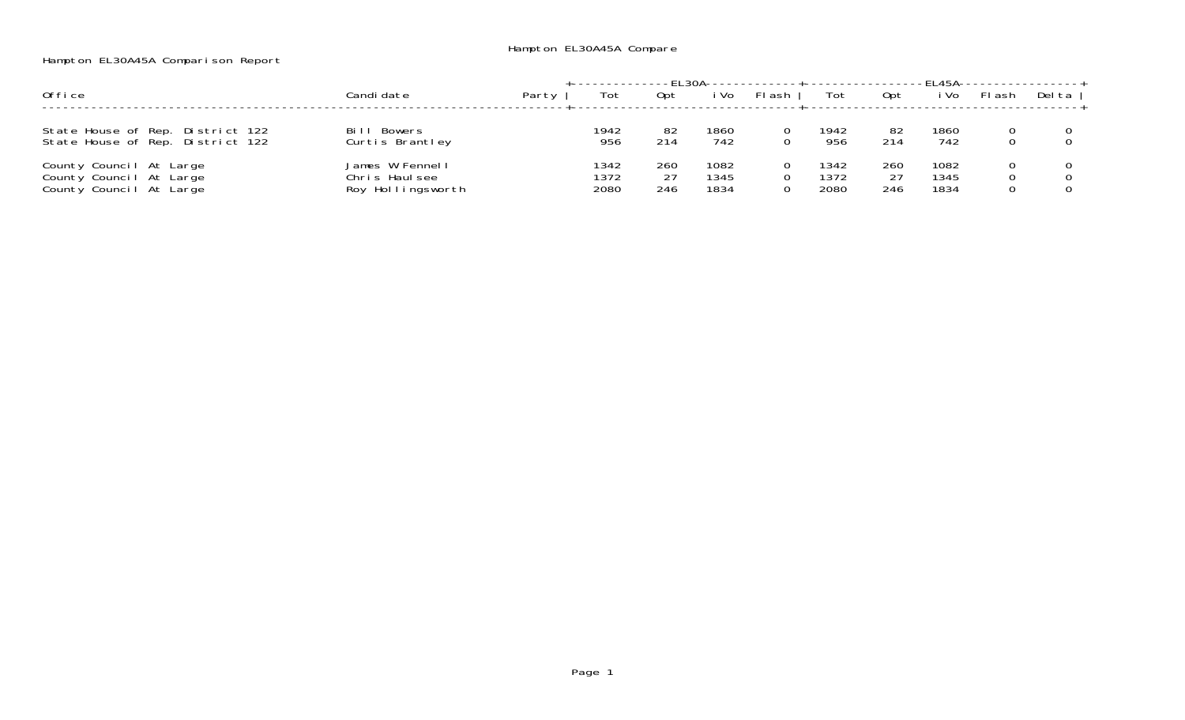Hampton EL30A45A Compare

Hampton EL30A45A Comparison Report

| Office | Candidate | Party | EL30A | | | | EL45A | | | | |
|---|---|---|---|---|---|---|---|---|---|---|---|
| | | | Tot | Opt | iVo | Flash | Tot | Opt | iVo | Flash | Delta |
| State House of Rep. District 122 | Bill Bowers | | 1942 | 82 | 1860 | 0 | 1942 | 82 | 1860 | 0 | 0 |
| State House of Rep. District 122 | Curtis Brantley | | 956 | 214 | 742 | 0 | 956 | 214 | 742 | 0 | 0 |
| County Council At Large | James W Fennell | | 1342 | 260 | 1082 | 0 | 1342 | 260 | 1082 | 0 | 0 |
| County Council At Large | Chris Haulsee | | 1372 | 27 | 1345 | 0 | 1372 | 27 | 1345 | 0 | 0 |
| County Council At Large | Roy Hollingsworth | | 2080 | 246 | 1834 | 0 | 2080 | 246 | 1834 | 0 | 0 |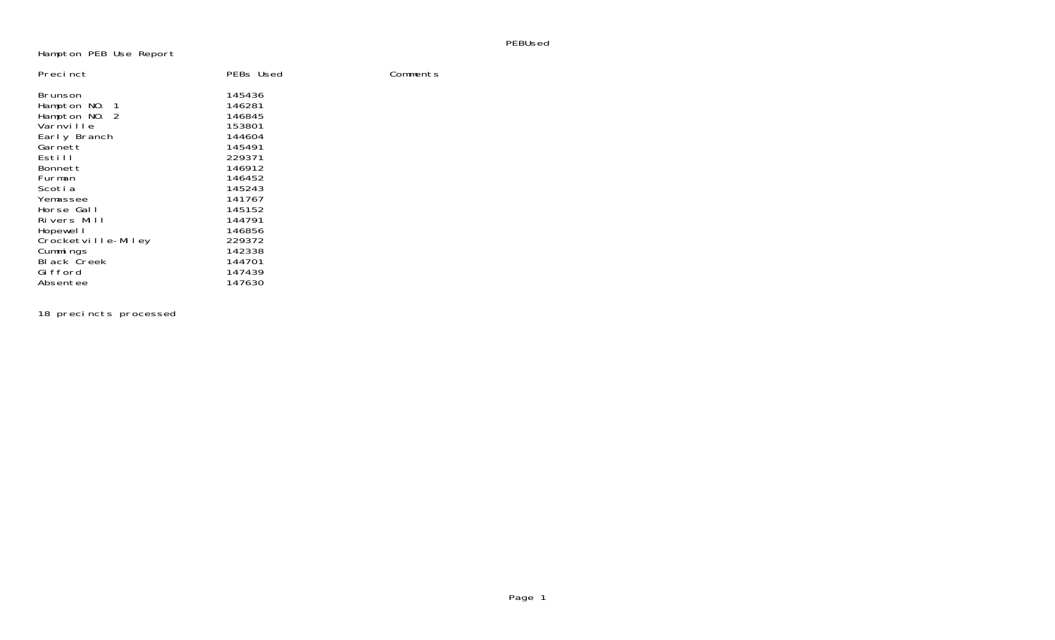PEBUsed

Hampton PEB Use Report

| Precinct | PEBs Used | Comments |
| --- | --- | --- |
| Brunson | 145436 | |
| Hampton NO. 1 | 146281 | |
| Hampton NO. 2 | 146845 | |
| Varnville | 153801 | |
| Early Branch | 144604 | |
| Garnett | 145491 | |
| Estill | 229371 | |
| Bonnett | 146912 | |
| Furman | 146452 | |
| Scotia | 145243 | |
| Yemassee | 141767 | |
| Horse Gall | 145152 | |
| Rivers Mill | 144791 | |
| Hopewell | 146856 | |
| Crocketville-Miley | 229372 | |
| Cummings | 142338 | |
| Black Creek | 144701 | |
| Gifford | 147439 | |
| Absentee | 147630 | |

18 precincts processed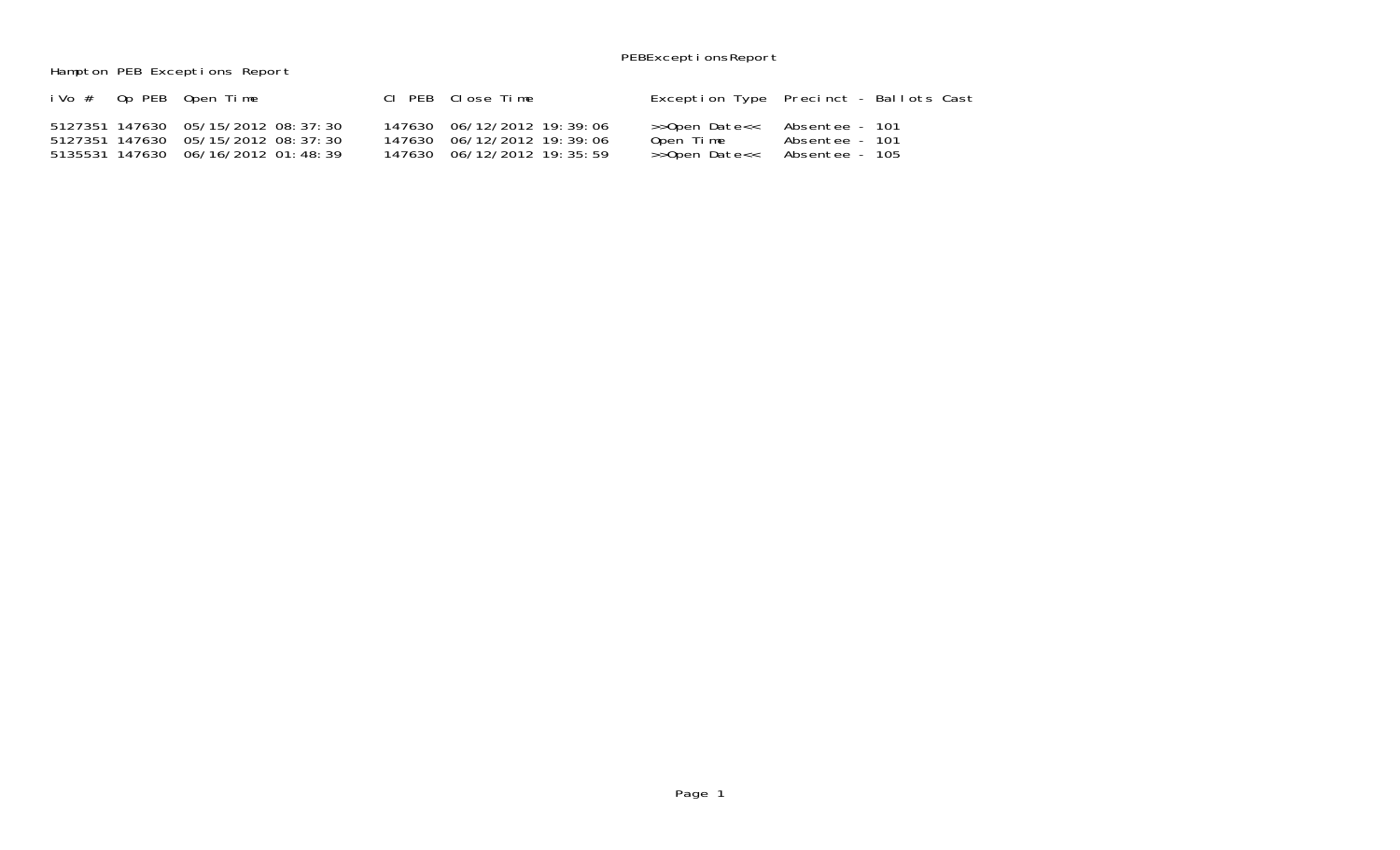PEBExceptionsReport

Hampton PEB Exceptions Report

| iVo # | Op PEB | Open Time | Cl PEB | Close Time | Exception Type | Precinct - Ballots Cast |
|---|---|---|---|---|---|---|
| 5127351 | 147630 | 05/15/2012 08:37:30 | 147630 | 06/12/2012 19:39:06 | >>Open Date<< | Absentee - 101 |
| 5127351 | 147630 | 05/15/2012 08:37:30 | 147630 | 06/12/2012 19:39:06 | Open Time | Absentee - 101 |
| 5135531 | 147630 | 06/16/2012 01:48:39 | 147630 | 06/12/2012 19:35:59 | >>Open Date<< | Absentee - 105 |